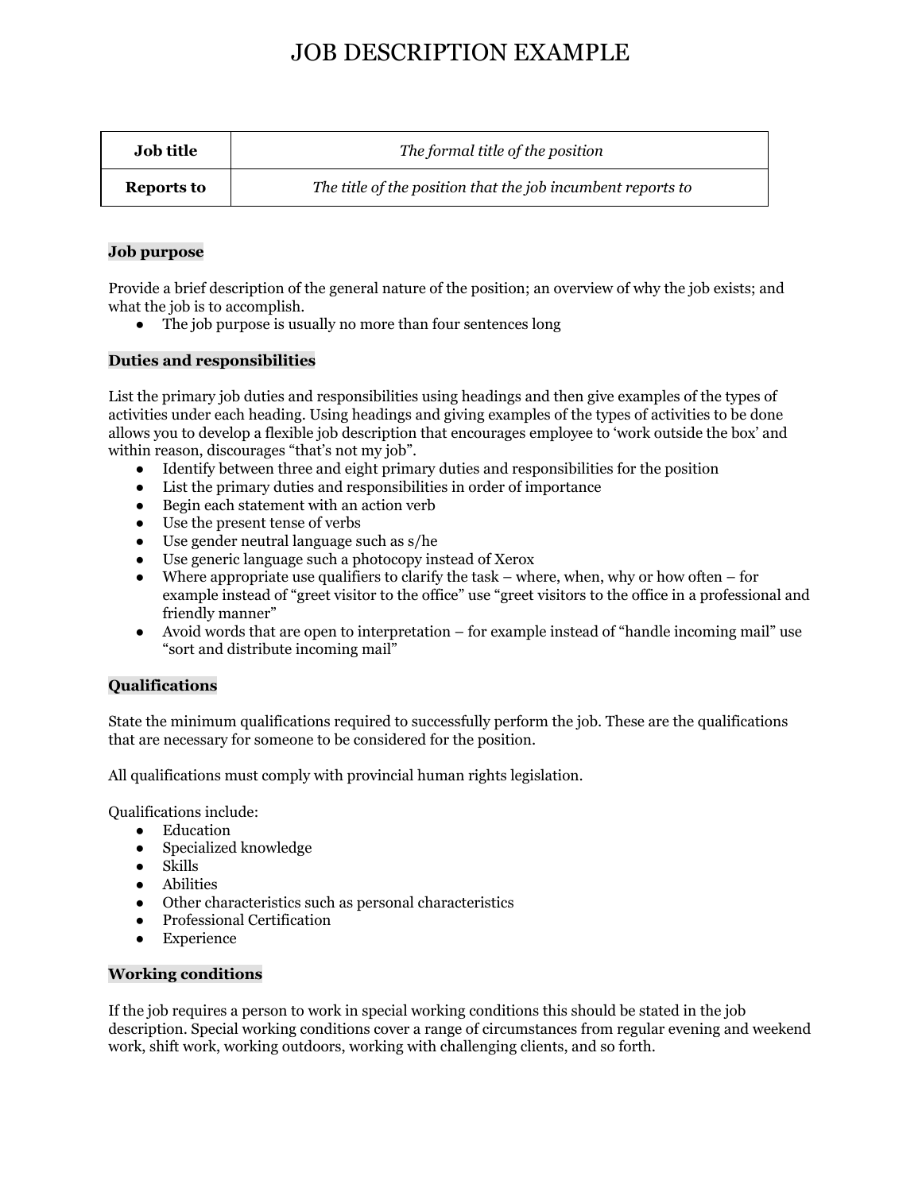# JOB DESCRIPTION EXAMPLE

| **Job title** | *The formal title of the position* |
|---|---|
| **Reports to** | *The title of the position that the job incumbent reports to* |

## Job purpose

Provide a brief description of the general nature of the position; an overview of why the job exists; and what the job is to accomplish.

- The job purpose is usually no more than four sentences long

## Duties and responsibilities

List the primary job duties and responsibilities using headings and then give examples of the types of activities under each heading. Using headings and giving examples of the types of activities to be done allows you to develop a flexible job description that encourages employee to 'work outside the box' and within reason, discourages "that's not my job".

- Identify between three and eight primary duties and responsibilities for the position
- List the primary duties and responsibilities in order of importance
- Begin each statement with an action verb
- Use the present tense of verbs
- Use gender neutral language such as s/he
- Use generic language such a photocopy instead of Xerox
- Where appropriate use qualifiers to clarify the task – where, when, why or how often – for example instead of "greet visitor to the office" use "greet visitors to the office in a professional and friendly manner"
- Avoid words that are open to interpretation – for example instead of "handle incoming mail" use "sort and distribute incoming mail"

## Qualifications

State the minimum qualifications required to successfully perform the job. These are the qualifications that are necessary for someone to be considered for the position.

All qualifications must comply with provincial human rights legislation.

Qualifications include:

- Education
- Specialized knowledge
- Skills
- Abilities
- Other characteristics such as personal characteristics
- Professional Certification
- Experience

## Working conditions

If the job requires a person to work in special working conditions this should be stated in the job description. Special working conditions cover a range of circumstances from regular evening and weekend work, shift work, working outdoors, working with challenging clients, and so forth.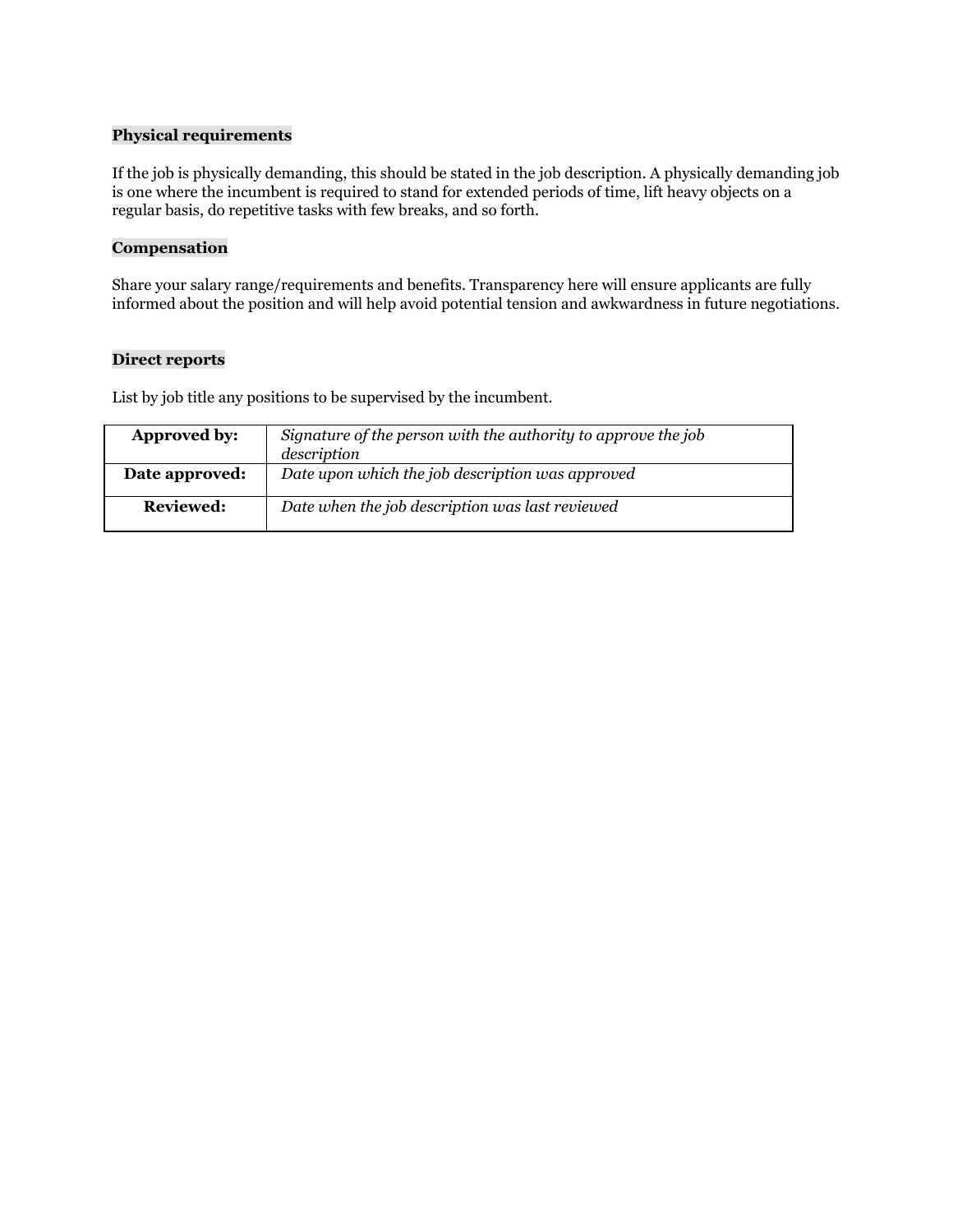### Physical requirements

If the job is physically demanding, this should be stated in the job description. A physically demanding job is one where the incumbent is required to stand for extended periods of time, lift heavy objects on a regular basis, do repetitive tasks with few breaks, and so forth.

### Compensation

Share your salary range/requirements and benefits. Transparency here will ensure applicants are fully informed about the position and will help avoid potential tension and awkwardness in future negotiations.

### Direct reports

List by job title any positions to be supervised by the incumbent.

| | |
|---|---|
| **Approved by:** | *Signature of the person with the authority to approve the job description* |
| **Date approved:** | *Date upon which the job description was approved* |
| **Reviewed:** | *Date when the job description was last reviewed* |